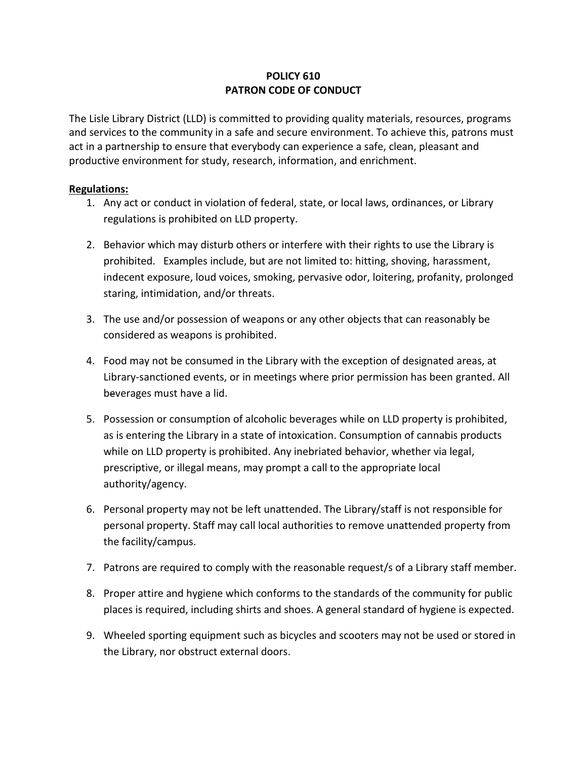# POLICY 610
# PATRON CODE OF CONDUCT

The Lisle Library District (LLD) is committed to providing quality materials, resources, programs and services to the community in a safe and secure environment. To achieve this, patrons must act in a partnership to ensure that everybody can experience a safe, clean, pleasant and productive environment for study, research, information, and enrichment.

**Regulations:**

1. Any act or conduct in violation of federal, state, or local laws, ordinances, or Library regulations is prohibited on LLD property.

2. Behavior which may disturb others or interfere with their rights to use the Library is prohibited. Examples include, but are not limited to: hitting, shoving, harassment, indecent exposure, loud voices, smoking, pervasive odor, loitering, profanity, prolonged staring, intimidation, and/or threats.

3. The use and/or possession of weapons or any other objects that can reasonably be considered as weapons is prohibited.

4. Food may not be consumed in the Library with the exception of designated areas, at Library-sanctioned events, or in meetings where prior permission has been granted. All beverages must have a lid.

5. Possession or consumption of alcoholic beverages while on LLD property is prohibited, as is entering the Library in a state of intoxication. Consumption of cannabis products while on LLD property is prohibited. Any inebriated behavior, whether via legal, prescriptive, or illegal means, may prompt a call to the appropriate local authority/agency.

6. Personal property may not be left unattended. The Library/staff is not responsible for personal property. Staff may call local authorities to remove unattended property from the facility/campus.

7. Patrons are required to comply with the reasonable request/s of a Library staff member.

8. Proper attire and hygiene which conforms to the standards of the community for public places is required, including shirts and shoes. A general standard of hygiene is expected.

9. Wheeled sporting equipment such as bicycles and scooters may not be used or stored in the Library, nor obstruct external doors.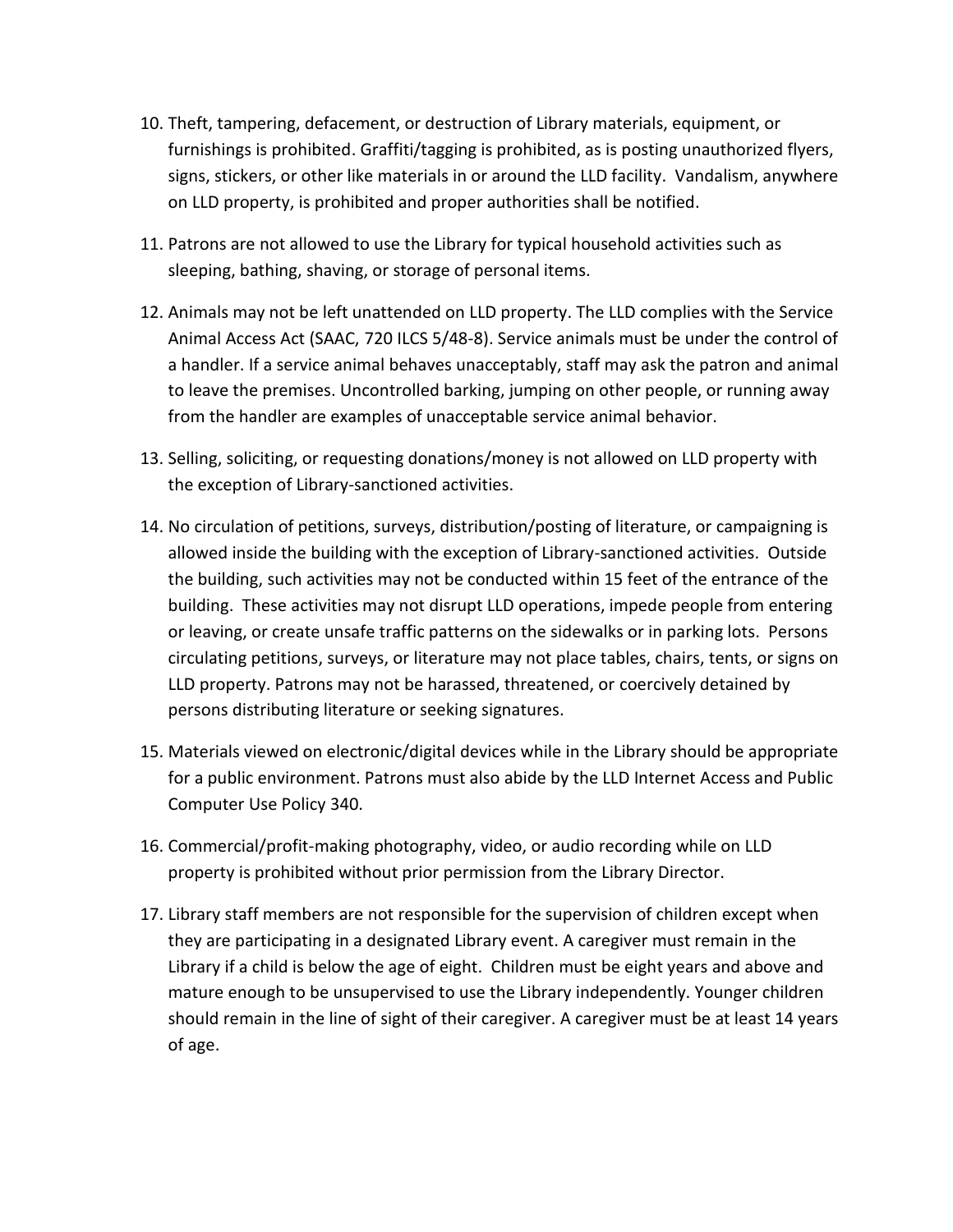10. Theft, tampering, defacement, or destruction of Library materials, equipment, or furnishings is prohibited. Graffiti/tagging is prohibited, as is posting unauthorized flyers, signs, stickers, or other like materials in or around the LLD facility. Vandalism, anywhere on LLD property, is prohibited and proper authorities shall be notified.

11. Patrons are not allowed to use the Library for typical household activities such as sleeping, bathing, shaving, or storage of personal items.

12. Animals may not be left unattended on LLD property. The LLD complies with the Service Animal Access Act (SAAC, 720 ILCS 5/48-8). Service animals must be under the control of a handler. If a service animal behaves unacceptably, staff may ask the patron and animal to leave the premises. Uncontrolled barking, jumping on other people, or running away from the handler are examples of unacceptable service animal behavior.

13. Selling, soliciting, or requesting donations/money is not allowed on LLD property with the exception of Library-sanctioned activities.

14. No circulation of petitions, surveys, distribution/posting of literature, or campaigning is allowed inside the building with the exception of Library-sanctioned activities. Outside the building, such activities may not be conducted within 15 feet of the entrance of the building. These activities may not disrupt LLD operations, impede people from entering or leaving, or create unsafe traffic patterns on the sidewalks or in parking lots. Persons circulating petitions, surveys, or literature may not place tables, chairs, tents, or signs on LLD property. Patrons may not be harassed, threatened, or coercively detained by persons distributing literature or seeking signatures.

15. Materials viewed on electronic/digital devices while in the Library should be appropriate for a public environment. Patrons must also abide by the LLD Internet Access and Public Computer Use Policy 340.

16. Commercial/profit-making photography, video, or audio recording while on LLD property is prohibited without prior permission from the Library Director.

17. Library staff members are not responsible for the supervision of children except when they are participating in a designated Library event. A caregiver must remain in the Library if a child is below the age of eight. Children must be eight years and above and mature enough to be unsupervised to use the Library independently. Younger children should remain in the line of sight of their caregiver. A caregiver must be at least 14 years of age.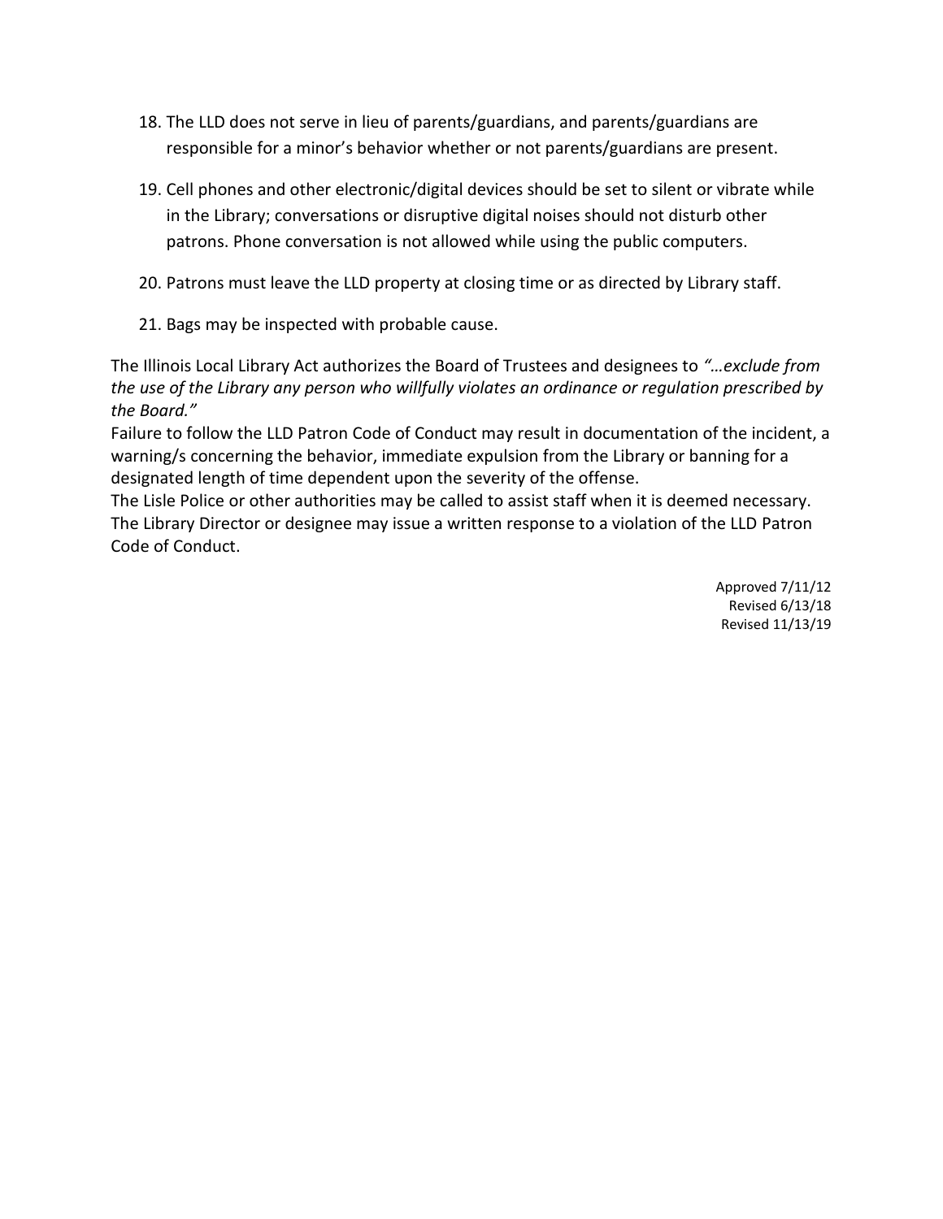18. The LLD does not serve in lieu of parents/guardians, and parents/guardians are responsible for a minor's behavior whether or not parents/guardians are present.

19. Cell phones and other electronic/digital devices should be set to silent or vibrate while in the Library; conversations or disruptive digital noises should not disturb other patrons. Phone conversation is not allowed while using the public computers.

20. Patrons must leave the LLD property at closing time or as directed by Library staff.

21. Bags may be inspected with probable cause.

The Illinois Local Library Act authorizes the Board of Trustees and designees to *"…exclude from the use of the Library any person who willfully violates an ordinance or regulation prescribed by the Board."*

Failure to follow the LLD Patron Code of Conduct may result in documentation of the incident, a warning/s concerning the behavior, immediate expulsion from the Library or banning for a designated length of time dependent upon the severity of the offense.

The Lisle Police or other authorities may be called to assist staff when it is deemed necessary.

The Library Director or designee may issue a written response to a violation of the LLD Patron Code of Conduct.

Approved 7/11/12
Revised 6/13/18
Revised 11/13/19